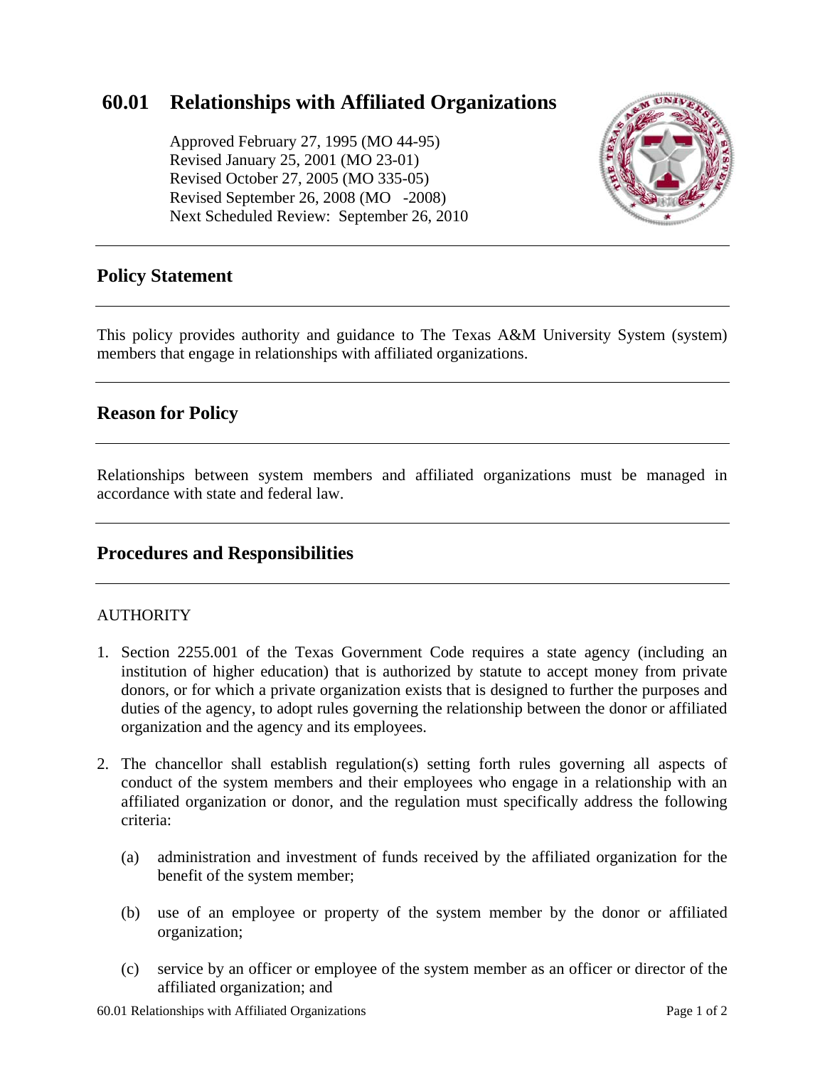# 60.01 Relationships with Affiliated Organizations

Approved February 27, 1995 (MO 44-95)
Revised January 25, 2001 (MO 23-01)
Revised October 27, 2005 (MO 335-05)
Revised September 26, 2008 (MO -2008)
Next Scheduled Review: September 26, 2010

## Policy Statement

This policy provides authority and guidance to The Texas A&M University System (system) members that engage in relationships with affiliated organizations.

## Reason for Policy

Relationships between system members and affiliated organizations must be managed in accordance with state and federal law.

## Procedures and Responsibilities

AUTHORITY

1. Section 2255.001 of the Texas Government Code requires a state agency (including an institution of higher education) that is authorized by statute to accept money from private donors, or for which a private organization exists that is designed to further the purposes and duties of the agency, to adopt rules governing the relationship between the donor or affiliated organization and the agency and its employees.

2. The chancellor shall establish regulation(s) setting forth rules governing all aspects of conduct of the system members and their employees who engage in a relationship with an affiliated organization or donor, and the regulation must specifically address the following criteria:

   (a) administration and investment of funds received by the affiliated organization for the benefit of the system member;

   (b) use of an employee or property of the system member by the donor or affiliated organization;

   (c) service by an officer or employee of the system member as an officer or director of the affiliated organization; and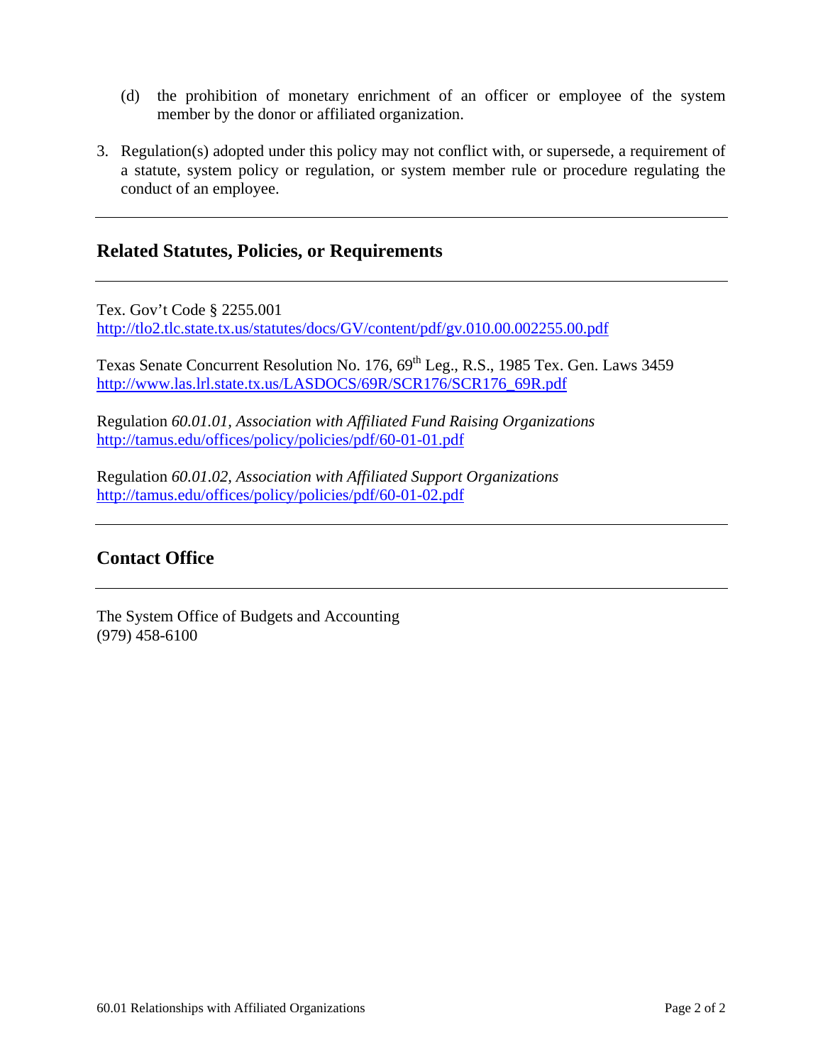(d) the prohibition of monetary enrichment of an officer or employee of the system member by the donor or affiliated organization.

3. Regulation(s) adopted under this policy may not conflict with, or supersede, a requirement of a statute, system policy or regulation, or system member rule or procedure regulating the conduct of an employee.

## Related Statutes, Policies, or Requirements

Tex. Gov't Code § 2255.001
http://tlo2.tlc.state.tx.us/statutes/docs/GV/content/pdf/gv.010.00.002255.00.pdf

Texas Senate Concurrent Resolution No. 176, 69th Leg., R.S., 1985 Tex. Gen. Laws 3459
http://www.las.lrl.state.tx.us/LASDOCS/69R/SCR176/SCR176_69R.pdf

Regulation *60.01.01, Association with Affiliated Fund Raising Organizations*
http://tamus.edu/offices/policy/policies/pdf/60-01-01.pdf

Regulation *60.01.02, Association with Affiliated Support Organizations*
http://tamus.edu/offices/policy/policies/pdf/60-01-02.pdf

## Contact Office

The System Office of Budgets and Accounting
(979) 458-6100